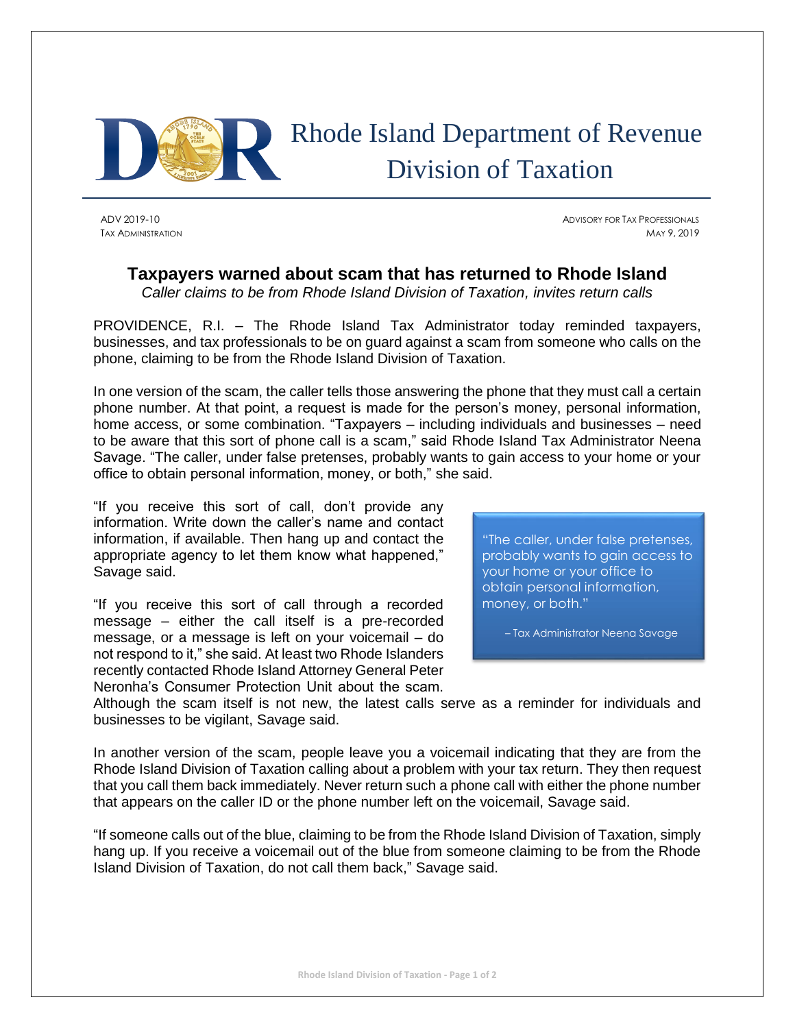# Rhode Island Department of Revenue
# Division of Taxation

ADV 2019-10
TAX ADMINISTRATION

ADVISORY FOR TAX PROFESSIONALS
MAY 9, 2019

## Taxpayers warned about scam that has returned to Rhode Island

*Caller claims to be from Rhode Island Division of Taxation, invites return calls*

PROVIDENCE, R.I. – The Rhode Island Tax Administrator today reminded taxpayers, businesses, and tax professionals to be on guard against a scam from someone who calls on the phone, claiming to be from the Rhode Island Division of Taxation.

In one version of the scam, the caller tells those answering the phone that they must call a certain phone number. At that point, a request is made for the person's money, personal information, home access, or some combination. "Taxpayers – including individuals and businesses – need to be aware that this sort of phone call is a scam," said Rhode Island Tax Administrator Neena Savage. "The caller, under false pretenses, probably wants to gain access to your home or your office to obtain personal information, money, or both," she said.

"If you receive this sort of call, don't provide any information. Write down the caller's name and contact information, if available. Then hang up and contact the appropriate agency to let them know what happened," Savage said.

"If you receive this sort of call through a recorded message – either the call itself is a pre-recorded message, or a message is left on your voicemail – do not respond to it," she said. At least two Rhode Islanders recently contacted Rhode Island Attorney General Peter Neronha's Consumer Protection Unit about the scam. Although the scam itself is not new, the latest calls serve as a reminder for individuals and businesses to be vigilant, Savage said.

> "The caller, under false pretenses, probably wants to gain access to your home or your office to obtain personal information, money, or both."
>
> – Tax Administrator Neena Savage

In another version of the scam, people leave you a voicemail indicating that they are from the Rhode Island Division of Taxation calling about a problem with your tax return. They then request that you call them back immediately. Never return such a phone call with either the phone number that appears on the caller ID or the phone number left on the voicemail, Savage said.

"If someone calls out of the blue, claiming to be from the Rhode Island Division of Taxation, simply hang up. If you receive a voicemail out of the blue from someone claiming to be from the Rhode Island Division of Taxation, do not call them back," Savage said.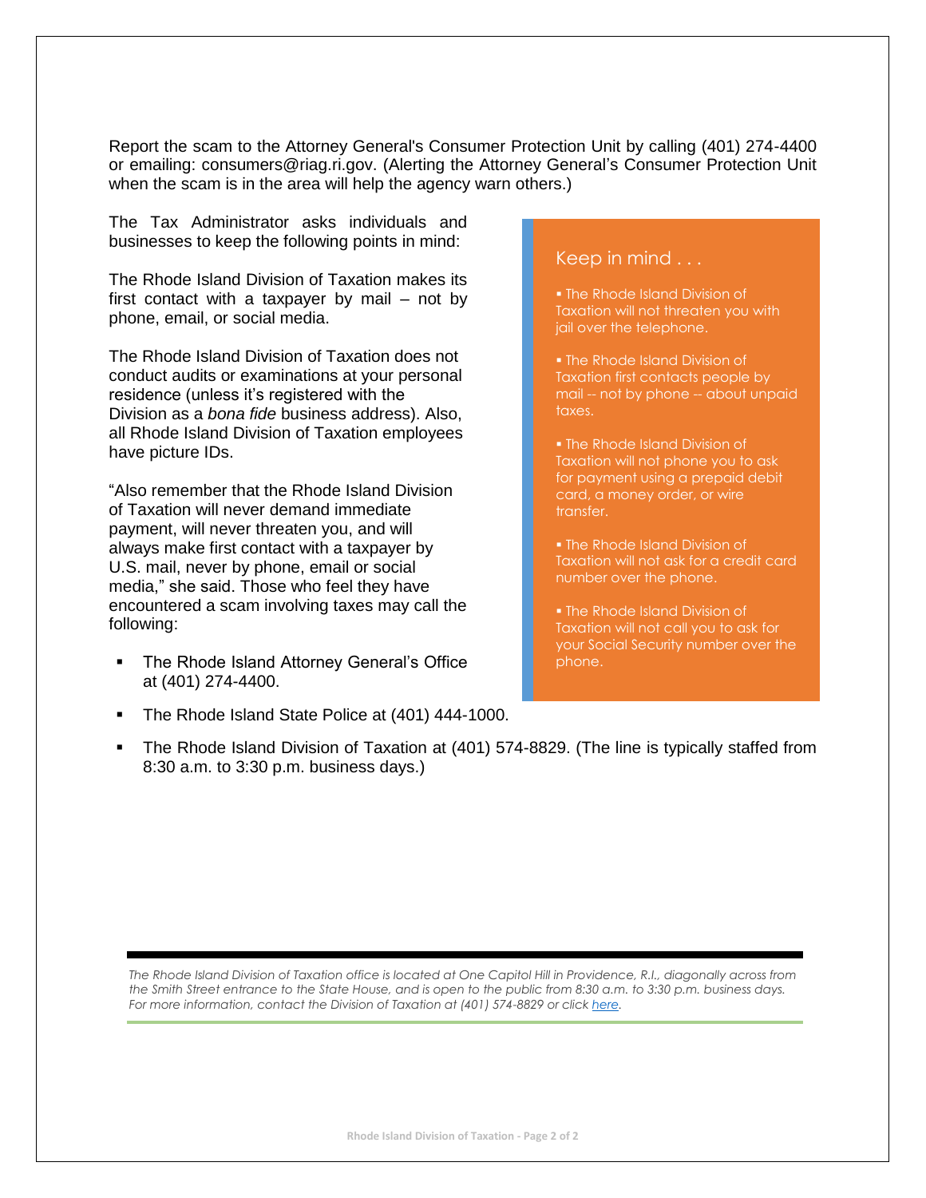Report the scam to the Attorney General's Consumer Protection Unit by calling (401) 274-4400 or emailing: consumers@riag.ri.gov. (Alerting the Attorney General's Consumer Protection Unit when the scam is in the area will help the agency warn others.)

The Tax Administrator asks individuals and businesses to keep the following points in mind:

The Rhode Island Division of Taxation makes its first contact with a taxpayer by mail – not by phone, email, or social media.

The Rhode Island Division of Taxation does not conduct audits or examinations at your personal residence (unless it's registered with the Division as a *bona fide* business address). Also, all Rhode Island Division of Taxation employees have picture IDs.

"Also remember that the Rhode Island Division of Taxation will never demand immediate payment, will never threaten you, and will always make first contact with a taxpayer by U.S. mail, never by phone, email or social media," she said. Those who feel they have encountered a scam involving taxes may call the following:

- The Rhode Island Attorney General's Office at (401) 274-4400.
- The Rhode Island State Police at (401) 444-1000.
- The Rhode Island Division of Taxation at (401) 574-8829. (The line is typically staffed from 8:30 a.m. to 3:30 p.m. business days.)

## Keep in mind . . .

- The Rhode Island Division of Taxation will not threaten you with jail over the telephone.
- The Rhode Island Division of Taxation first contacts people by mail -- not by phone -- about unpaid taxes.
- The Rhode Island Division of Taxation will not phone you to ask for payment using a prepaid debit card, a money order, or wire transfer.
- The Rhode Island Division of Taxation will not ask for a credit card number over the phone.
- The Rhode Island Division of Taxation will not call you to ask for your Social Security number over the phone.

---

*The Rhode Island Division of Taxation office is located at One Capitol Hill in Providence, R.I., diagonally across from the Smith Street entrance to the State House, and is open to the public from 8:30 a.m. to 3:30 p.m. business days. For more information, contact the Division of Taxation at (401) 574-8829 or click [here](#).*